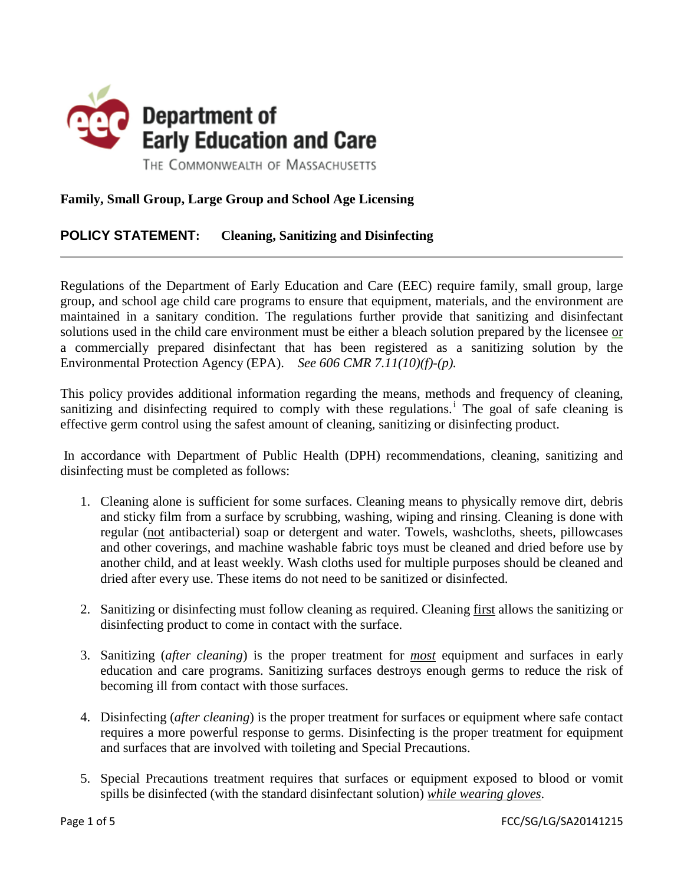# Department of Early Education and Care

THE COMMONWEALTH OF MASSACHUSETTS

**Family, Small Group, Large Group and School Age Licensing**

**POLICY STATEMENT: Cleaning, Sanitizing and Disinfecting**

---

Regulations of the Department of Early Education and Care (EEC) require family, small group, large group, and school age child care programs to ensure that equipment, materials, and the environment are maintained in a sanitary condition. The regulations further provide that sanitizing and disinfectant solutions used in the child care environment must be either a bleach solution prepared by the licensee <u>or</u> a commercially prepared disinfectant that has been registered as a sanitizing solution by the Environmental Protection Agency (EPA). *See 606 CMR 7.11(10)(f)-(p).*

This policy provides additional information regarding the means, methods and frequency of cleaning, sanitizing and disinfecting required to comply with these regulations.[i] The goal of safe cleaning is effective germ control using the safest amount of cleaning, sanitizing or disinfecting product.

In accordance with Department of Public Health (DPH) recommendations, cleaning, sanitizing and disinfecting must be completed as follows:

1. Cleaning alone is sufficient for some surfaces. Cleaning means to physically remove dirt, debris and sticky film from a surface by scrubbing, washing, wiping and rinsing. Cleaning is done with regular (<u>not</u> antibacterial) soap or detergent and water. Towels, washcloths, sheets, pillowcases and other coverings, and machine washable fabric toys must be cleaned and dried before use by another child, and at least weekly. Wash cloths used for multiple purposes should be cleaned and dried after every use. These items do not need to be sanitized or disinfected.

2. Sanitizing or disinfecting must follow cleaning as required. Cleaning <u>first</u> allows the sanitizing or disinfecting product to come in contact with the surface.

3. Sanitizing (*after cleaning*) is the proper treatment for ***<u>most</u>*** equipment and surfaces in early education and care programs. Sanitizing surfaces destroys enough germs to reduce the risk of becoming ill from contact with those surfaces.

4. Disinfecting (*after cleaning*) is the proper treatment for surfaces or equipment where safe contact requires a more powerful response to germs. Disinfecting is the proper treatment for equipment and surfaces that are involved with toileting and Special Precautions.

5. Special Precautions treatment requires that surfaces or equipment exposed to blood or vomit spills be disinfected (with the standard disinfectant solution) *<u>while wearing gloves</u>*.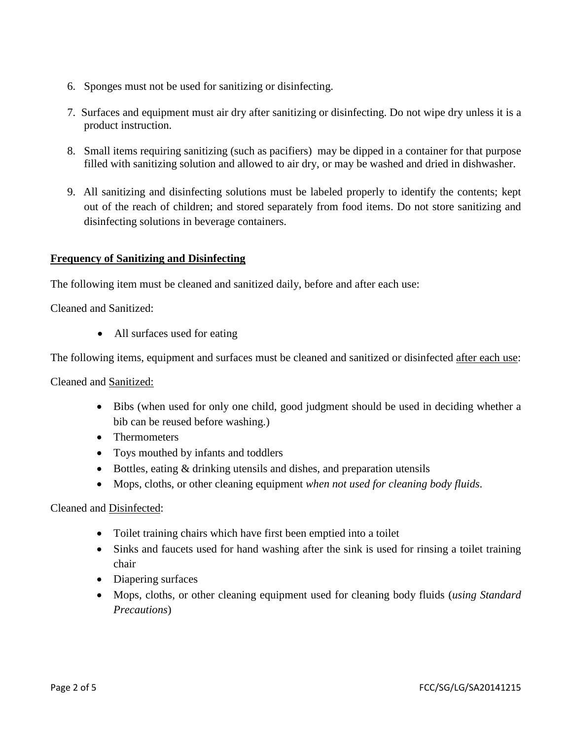6. Sponges must not be used for sanitizing or disinfecting.

7. Surfaces and equipment must air dry after sanitizing or disinfecting. Do not wipe dry unless it is a product instruction.

8. Small items requiring sanitizing (such as pacifiers) may be dipped in a container for that purpose filled with sanitizing solution and allowed to air dry, or may be washed and dried in dishwasher.

9. All sanitizing and disinfecting solutions must be labeled properly to identify the contents; kept out of the reach of children; and stored separately from food items. Do not store sanitizing and disinfecting solutions in beverage containers.

**Frequency of Sanitizing and Disinfecting**

The following item must be cleaned and sanitized daily, before and after each use:

Cleaned and Sanitized:

- All surfaces used for eating

The following items, equipment and surfaces must be cleaned and sanitized or disinfected after each use:

Cleaned and Sanitized:

- Bibs (when used for only one child, good judgment should be used in deciding whether a bib can be reused before washing.)
- Thermometers
- Toys mouthed by infants and toddlers
- Bottles, eating & drinking utensils and dishes, and preparation utensils
- Mops, cloths, or other cleaning equipment *when not used for cleaning body fluids*.

Cleaned and Disinfected:

- Toilet training chairs which have first been emptied into a toilet
- Sinks and faucets used for hand washing after the sink is used for rinsing a toilet training chair
- Diapering surfaces
- Mops, cloths, or other cleaning equipment used for cleaning body fluids (*using Standard Precautions*)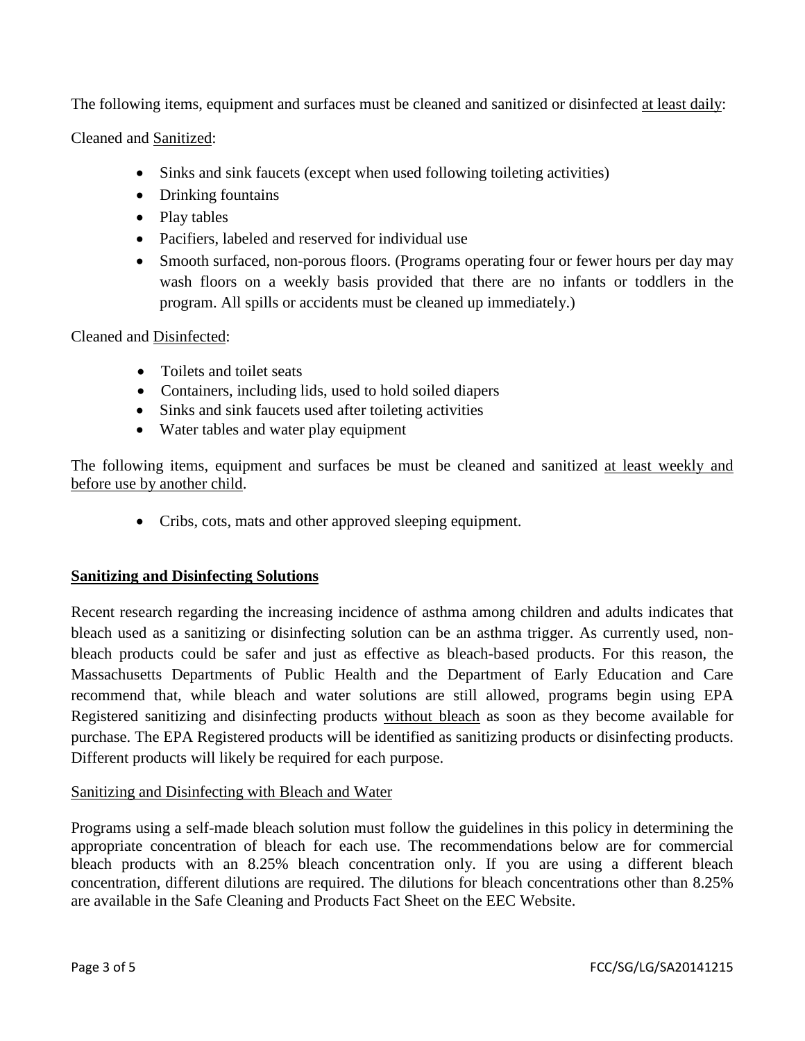The following items, equipment and surfaces must be cleaned and sanitized or disinfected <u>at least daily</u>:

Cleaned and <u>Sanitized</u>:

- Sinks and sink faucets (except when used following toileting activities)
- Drinking fountains
- Play tables
- Pacifiers, labeled and reserved for individual use
- Smooth surfaced, non-porous floors. (Programs operating four or fewer hours per day may wash floors on a weekly basis provided that there are no infants or toddlers in the program. All spills or accidents must be cleaned up immediately.)

Cleaned and <u>Disinfected</u>:

- Toilets and toilet seats
- Containers, including lids, used to hold soiled diapers
- Sinks and sink faucets used after toileting activities
- Water tables and water play equipment

The following items, equipment and surfaces be must be cleaned and sanitized <u>at least weekly and before use by another child</u>.

- Cribs, cots, mats and other approved sleeping equipment.

**<u>Sanitizing and Disinfecting Solutions</u>**

Recent research regarding the increasing incidence of asthma among children and adults indicates that bleach used as a sanitizing or disinfecting solution can be an asthma trigger. As currently used, non-bleach products could be safer and just as effective as bleach-based products. For this reason, the Massachusetts Departments of Public Health and the Department of Early Education and Care recommend that, while bleach and water solutions are still allowed, programs begin using EPA Registered sanitizing and disinfecting products <u>without bleach</u> as soon as they become available for purchase. The EPA Registered products will be identified as sanitizing products or disinfecting products. Different products will likely be required for each purpose.

<u>Sanitizing and Disinfecting with Bleach and Water</u>

Programs using a self-made bleach solution must follow the guidelines in this policy in determining the appropriate concentration of bleach for each use. The recommendations below are for commercial bleach products with an 8.25% bleach concentration only. If you are using a different bleach concentration, different dilutions are required. The dilutions for bleach concentrations other than 8.25% are available in the Safe Cleaning and Products Fact Sheet on the EEC Website.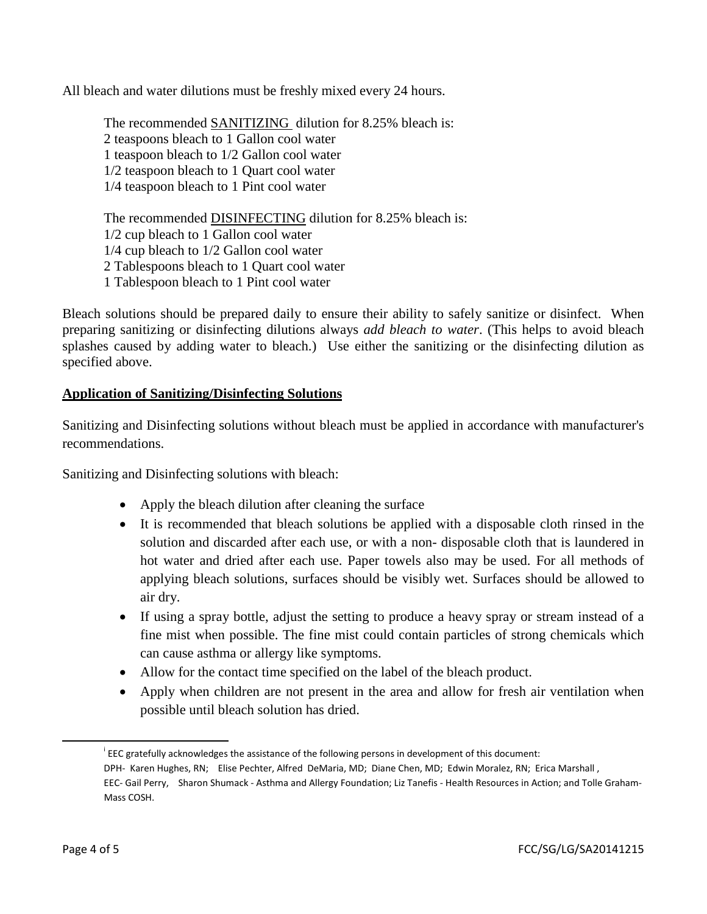All bleach and water dilutions must be freshly mixed every 24 hours.

The recommended SANITIZING dilution for 8.25% bleach is:
2 teaspoons bleach to 1 Gallon cool water
1 teaspoon bleach to 1/2 Gallon cool water
1/2 teaspoon bleach to 1 Quart cool water
1/4 teaspoon bleach to 1 Pint cool water

The recommended DISINFECTING dilution for 8.25% bleach is:
1/2 cup bleach to 1 Gallon cool water
1/4 cup bleach to 1/2 Gallon cool water
2 Tablespoons bleach to 1 Quart cool water
1 Tablespoon bleach to 1 Pint cool water

Bleach solutions should be prepared daily to ensure their ability to safely sanitize or disinfect. When preparing sanitizing or disinfecting dilutions always *add bleach to water*. (This helps to avoid bleach splashes caused by adding water to bleach.) Use either the sanitizing or the disinfecting dilution as specified above.

## Application of Sanitizing/Disinfecting Solutions

Sanitizing and Disinfecting solutions without bleach must be applied in accordance with manufacturer's recommendations.

Sanitizing and Disinfecting solutions with bleach:

- Apply the bleach dilution after cleaning the surface
- It is recommended that bleach solutions be applied with a disposable cloth rinsed in the solution and discarded after each use, or with a non- disposable cloth that is laundered in hot water and dried after each use. Paper towels also may be used. For all methods of applying bleach solutions, surfaces should be visibly wet. Surfaces should be allowed to air dry.
- If using a spray bottle, adjust the setting to produce a heavy spray or stream instead of a fine mist when possible. The fine mist could contain particles of strong chemicals which can cause asthma or allergy like symptoms.
- Allow for the contact time specified on the label of the bleach product.
- Apply when children are not present in the area and allow for fresh air ventilation when possible until bleach solution has dried.

---

[i] EEC gratefully acknowledges the assistance of the following persons in development of this document:
DPH- Karen Hughes, RN; Elise Pechter, Alfred DeMaria, MD; Diane Chen, MD; Edwin Moralez, RN; Erica Marshall ,
EEC- Gail Perry, Sharon Shumack - Asthma and Allergy Foundation; Liz Tanefis - Health Resources in Action; and Tolle Graham-Mass COSH.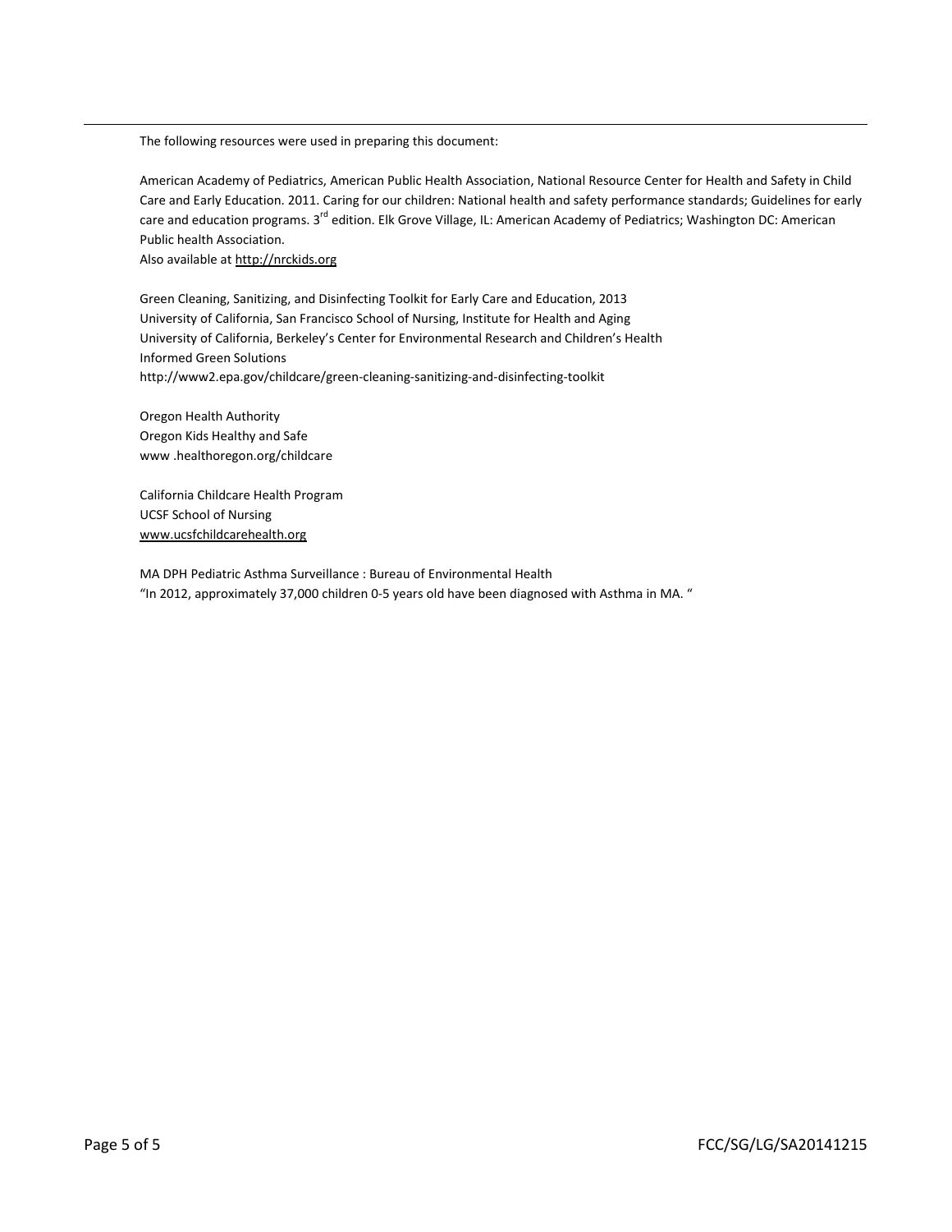The following resources were used in preparing this document:

American Academy of Pediatrics, American Public Health Association, National Resource Center for Health and Safety in Child Care and Early Education. 2011. Caring for our children: National health and safety performance standards; Guidelines for early care and education programs. 3rd edition. Elk Grove Village, IL: American Academy of Pediatrics; Washington DC: American Public health Association.
Also available at http://nrckids.org

Green Cleaning, Sanitizing, and Disinfecting Toolkit for Early Care and Education, 2013
University of California, San Francisco School of Nursing, Institute for Health and Aging
University of California, Berkeley's Center for Environmental Research and Children's Health
Informed Green Solutions
http://www2.epa.gov/childcare/green-cleaning-sanitizing-and-disinfecting-toolkit

Oregon Health Authority
Oregon Kids Healthy and Safe
www .healthoregon.org/childcare

California Childcare Health Program
UCSF School of Nursing
www.ucsfchildcarehealth.org

MA DPH Pediatric Asthma Surveillance : Bureau of Environmental Health
"In 2012, approximately 37,000 children 0-5 years old have been diagnosed with Asthma in MA. "